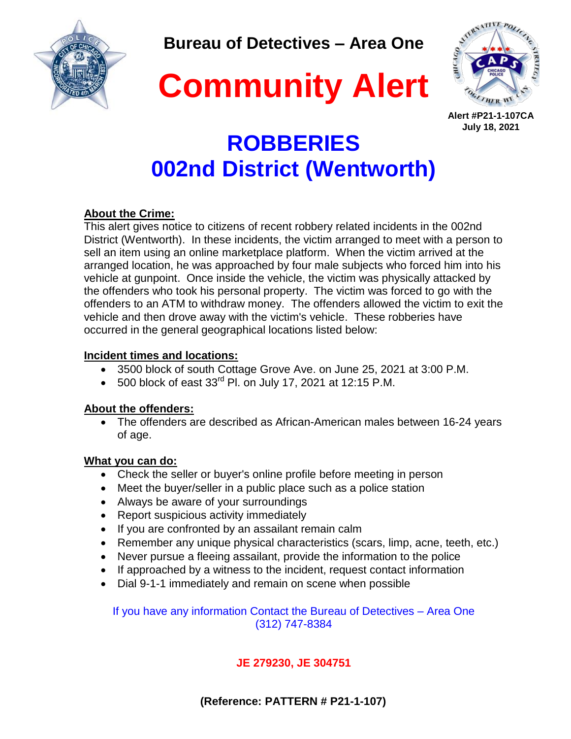**Bureau of Detectives – Area One**

# Community Alert

**Alert #P21-1-107CA**
**July 18, 2021**

## ROBBERIES
## 002nd District (Wentworth)

**About the Crime:**
This alert gives notice to citizens of recent robbery related incidents in the 002nd District (Wentworth). In these incidents, the victim arranged to meet with a person to sell an item using an online marketplace platform. When the victim arrived at the arranged location, he was approached by four male subjects who forced him into his vehicle at gunpoint. Once inside the vehicle, the victim was physically attacked by the offenders who took his personal property. The victim was forced to go with the offenders to an ATM to withdraw money. The offenders allowed the victim to exit the vehicle and then drove away with the victim's vehicle. These robberies have occurred in the general geographical locations listed below:

**Incident times and locations:**

- 3500 block of south Cottage Grove Ave. on June 25, 2021 at 3:00 P.M.
- 500 block of east 33rd Pl. on July 17, 2021 at 12:15 P.M.

**About the offenders:**

- The offenders are described as African-American males between 16-24 years of age.

**What you can do:**

- Check the seller or buyer's online profile before meeting in person
- Meet the buyer/seller in a public place such as a police station
- Always be aware of your surroundings
- Report suspicious activity immediately
- If you are confronted by an assailant remain calm
- Remember any unique physical characteristics (scars, limp, acne, teeth, etc.)
- Never pursue a fleeing assailant, provide the information to the police
- If approached by a witness to the incident, request contact information
- Dial 9-1-1 immediately and remain on scene when possible

If you have any information Contact the Bureau of Detectives – Area One
(312) 747-8384

**JE 279230, JE 304751**

**(Reference: PATTERN # P21-1-107)**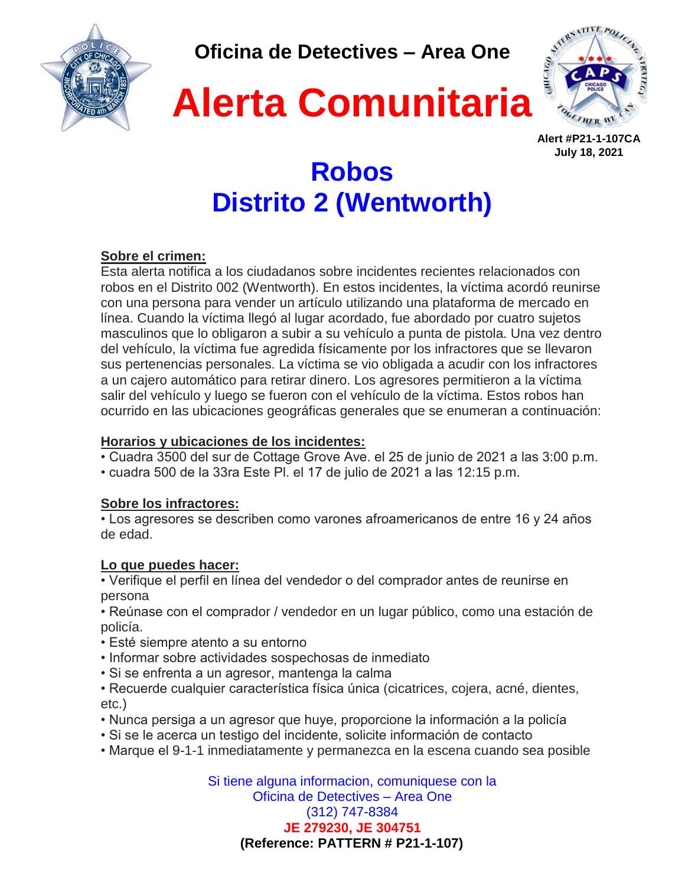# Oficina de Detectives – Area One

# Alerta Comunitaria

**Alert #P21-1-107CA**
**July 18, 2021**

## Robos
## Distrito 2 (Wentworth)

**Sobre el crimen:**

Esta alerta notifica a los ciudadanos sobre incidentes recientes relacionados con robos en el Distrito 002 (Wentworth). En estos incidentes, la víctima acordó reunirse con una persona para vender un artículo utilizando una plataforma de mercado en línea. Cuando la víctima llegó al lugar acordado, fue abordado por cuatro sujetos masculinos que lo obligaron a subir a su vehículo a punta de pistola. Una vez dentro del vehículo, la víctima fue agredida físicamente por los infractores que se llevaron sus pertenencias personales. La víctima se vio obligada a acudir con los infractores a un cajero automático para retirar dinero. Los agresores permitieron a la víctima salir del vehículo y luego se fueron con el vehículo de la víctima. Estos robos han ocurrido en las ubicaciones geográficas generales que se enumeran a continuación:

**Horarios y ubicaciones de los incidentes:**

- Cuadra 3500 del sur de Cottage Grove Ave. el 25 de junio de 2021 a las 3:00 p.m.
- cuadra 500 de la 33ra Este Pl. el 17 de julio de 2021 a las 12:15 p.m.

**Sobre los infractores:**

- Los agresores se describen como varones afroamericanos de entre 16 y 24 años de edad.

**Lo que puedes hacer:**

- Verifique el perfil en línea del vendedor o del comprador antes de reunirse en persona
- Reúnase con el comprador / vendedor en un lugar público, como una estación de policía.
- Esté siempre atento a su entorno
- Informar sobre actividades sospechosas de inmediato
- Si se enfrenta a un agresor, mantenga la calma
- Recuerde cualquier característica física única (cicatrices, cojera, acné, dientes, etc.)
- Nunca persiga a un agresor que huye, proporcione la información a la policía
- Si se le acerca un testigo del incidente, solicite información de contacto
- Marque el 9-1-1 inmediatamente y permanezca en la escena cuando sea posible

Si tiene alguna informacion, comuniquese con la
Oficina de Detectives – Area One
(312) 747-8384
**JE 279230, JE 304751**
**(Reference: PATTERN # P21-1-107)**